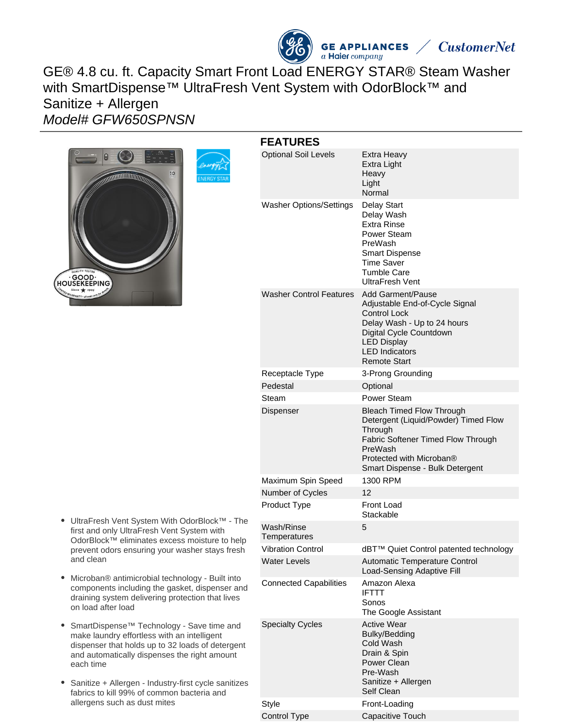# GE® 4.8 cu. ft. Capacity Smart Front Load ENERGY STAR® Steam Washer with SmartDispense™ UltraFresh Vent System with OdorBlock™ and Sanitize + Allergen

*Model# GFW650SPNSN*

- UltraFresh Vent System With OdorBlock™ - The first and only UltraFresh Vent System with OdorBlock™ eliminates excess moisture to help prevent odors ensuring your washer stays fresh and clean
- Microban® antimicrobial technology - Built into components including the gasket, dispenser and draining system delivering protection that lives on load after load
- SmartDispense™ Technology - Save time and make laundry effortless with an intelligent dispenser that holds up to 32 loads of detergent and automatically dispenses the right amount each time
- Sanitize + Allergen - Industry-first cycle sanitizes fabrics to kill 99% of common bacteria and allergens such as dust mites

## FEATURES

| | |
|---|---|
| Optional Soil Levels | Extra Heavy<br>Extra Light<br>Heavy<br>Light<br>Normal |
| Washer Options/Settings | Delay Start<br>Delay Wash<br>Extra Rinse<br>Power Steam<br>PreWash<br>Smart Dispense<br>Time Saver<br>Tumble Care<br>UltraFresh Vent |
| Washer Control Features | Add Garment/Pause<br>Adjustable End-of-Cycle Signal<br>Control Lock<br>Delay Wash - Up to 24 hours<br>Digital Cycle Countdown<br>LED Display<br>LED Indicators<br>Remote Start |
| Receptacle Type | 3-Prong Grounding |
| Pedestal | Optional |
| Steam | Power Steam |
| Dispenser | Bleach Timed Flow Through<br>Detergent (Liquid/Powder) Timed Flow Through<br>Fabric Softener Timed Flow Through<br>PreWash<br>Protected with Microban®<br>Smart Dispense - Bulk Detergent |
| Maximum Spin Speed | 1300 RPM |
| Number of Cycles | 12 |
| Product Type | Front Load<br>Stackable |
| Wash/Rinse Temperatures | 5 |
| Vibration Control | dBT™ Quiet Control patented technology |
| Water Levels | Automatic Temperature Control<br>Load-Sensing Adaptive Fill |
| Connected Capabilities | Amazon Alexa<br>IFTTT<br>Sonos<br>The Google Assistant |
| Specialty Cycles | Active Wear<br>Bulky/Bedding<br>Cold Wash<br>Drain & Spin<br>Power Clean<br>Pre-Wash<br>Sanitize + Allergen<br>Self Clean |
| Style | Front-Loading |
| Control Type | Capacitive Touch |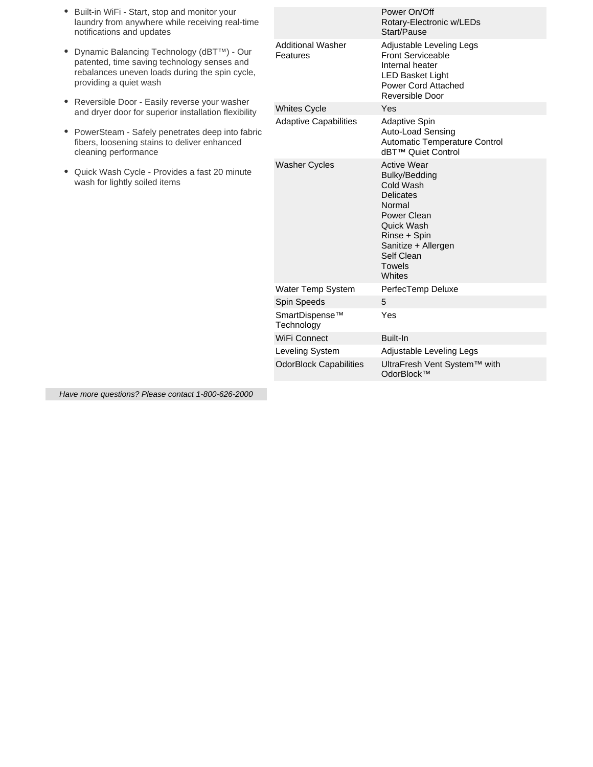- Built-in WiFi - Start, stop and monitor your laundry from anywhere while receiving real-time notifications and updates
- Dynamic Balancing Technology (dBT™) - Our patented, time saving technology senses and rebalances uneven loads during the spin cycle, providing a quiet wash
- Reversible Door - Easily reverse your washer and dryer door for superior installation flexibility
- PowerSteam - Safely penetrates deep into fabric fibers, loosening stains to deliver enhanced cleaning performance
- Quick Wash Cycle - Provides a fast 20 minute wash for lightly soiled items

| | |
|---|---|
| | Power On/Off<br>Rotary-Electronic w/LEDs<br>Start/Pause |
| Additional Washer Features | Adjustable Leveling Legs<br>Front Serviceable<br>Internal heater<br>LED Basket Light<br>Power Cord Attached<br>Reversible Door |
| Whites Cycle | Yes |
| Adaptive Capabilities | Adaptive Spin<br>Auto-Load Sensing<br>Automatic Temperature Control<br>dBT™ Quiet Control |
| Washer Cycles | Active Wear<br>Bulky/Bedding<br>Cold Wash<br>Delicates<br>Normal<br>Power Clean<br>Quick Wash<br>Rinse + Spin<br>Sanitize + Allergen<br>Self Clean<br>Towels<br>Whites |
| Water Temp System | PerfecTemp Deluxe |
| Spin Speeds | 5 |
| SmartDispense™ Technology | Yes |
| WiFi Connect | Built-In |
| Leveling System | Adjustable Leveling Legs |
| OdorBlock Capabilities | UltraFresh Vent System™ with OdorBlock™ |

*Have more questions? Please contact 1-800-626-2000*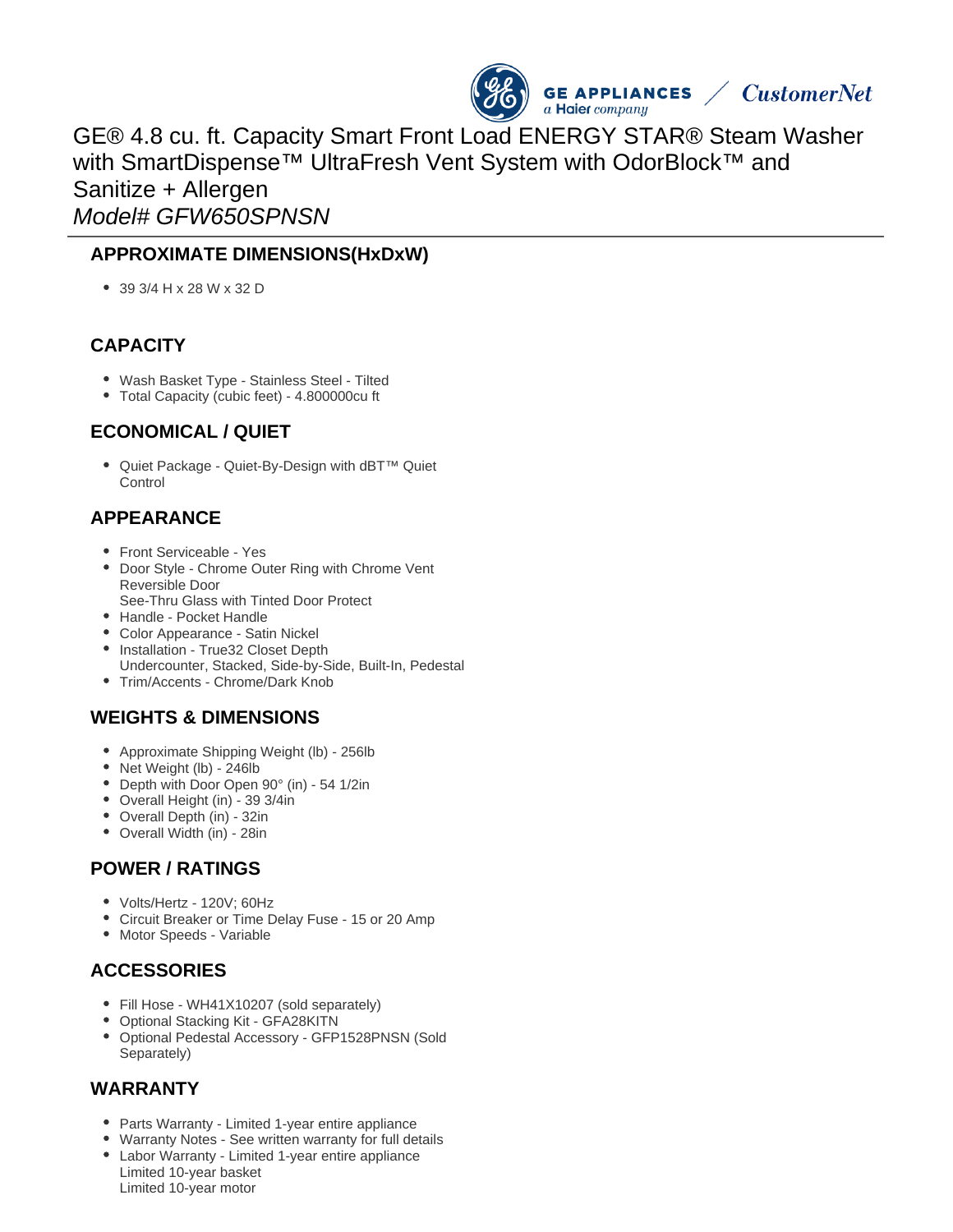# GE® 4.8 cu. ft. Capacity Smart Front Load ENERGY STAR® Steam Washer with SmartDispense™ UltraFresh Vent System with OdorBlock™ and Sanitize + Allergen

*Model# GFW650SPNSN*

## APPROXIMATE DIMENSIONS(HxDxW)

- 39 3/4 H x 28 W x 32 D

## CAPACITY

- Wash Basket Type - Stainless Steel - Tilted
- Total Capacity (cubic feet) - 4.800000cu ft

## ECONOMICAL / QUIET

- Quiet Package - Quiet-By-Design with dBT™ Quiet Control

## APPEARANCE

- Front Serviceable - Yes
- Door Style - Chrome Outer Ring with Chrome Vent
  Reversible Door
  See-Thru Glass with Tinted Door Protect
- Handle - Pocket Handle
- Color Appearance - Satin Nickel
- Installation - True32 Closet Depth
  Undercounter, Stacked, Side-by-Side, Built-In, Pedestal
- Trim/Accents - Chrome/Dark Knob

## WEIGHTS & DIMENSIONS

- Approximate Shipping Weight (lb) - 256lb
- Net Weight (lb) - 246lb
- Depth with Door Open 90° (in) - 54 1/2in
- Overall Height (in) - 39 3/4in
- Overall Depth (in) - 32in
- Overall Width (in) - 28in

## POWER / RATINGS

- Volts/Hertz - 120V; 60Hz
- Circuit Breaker or Time Delay Fuse - 15 or 20 Amp
- Motor Speeds - Variable

## ACCESSORIES

- Fill Hose - WH41X10207 (sold separately)
- Optional Stacking Kit - GFA28KITN
- Optional Pedestal Accessory - GFP1528PNSN (Sold Separately)

## WARRANTY

- Parts Warranty - Limited 1-year entire appliance
- Warranty Notes - See written warranty for full details
- Labor Warranty - Limited 1-year entire appliance
  Limited 10-year basket
  Limited 10-year motor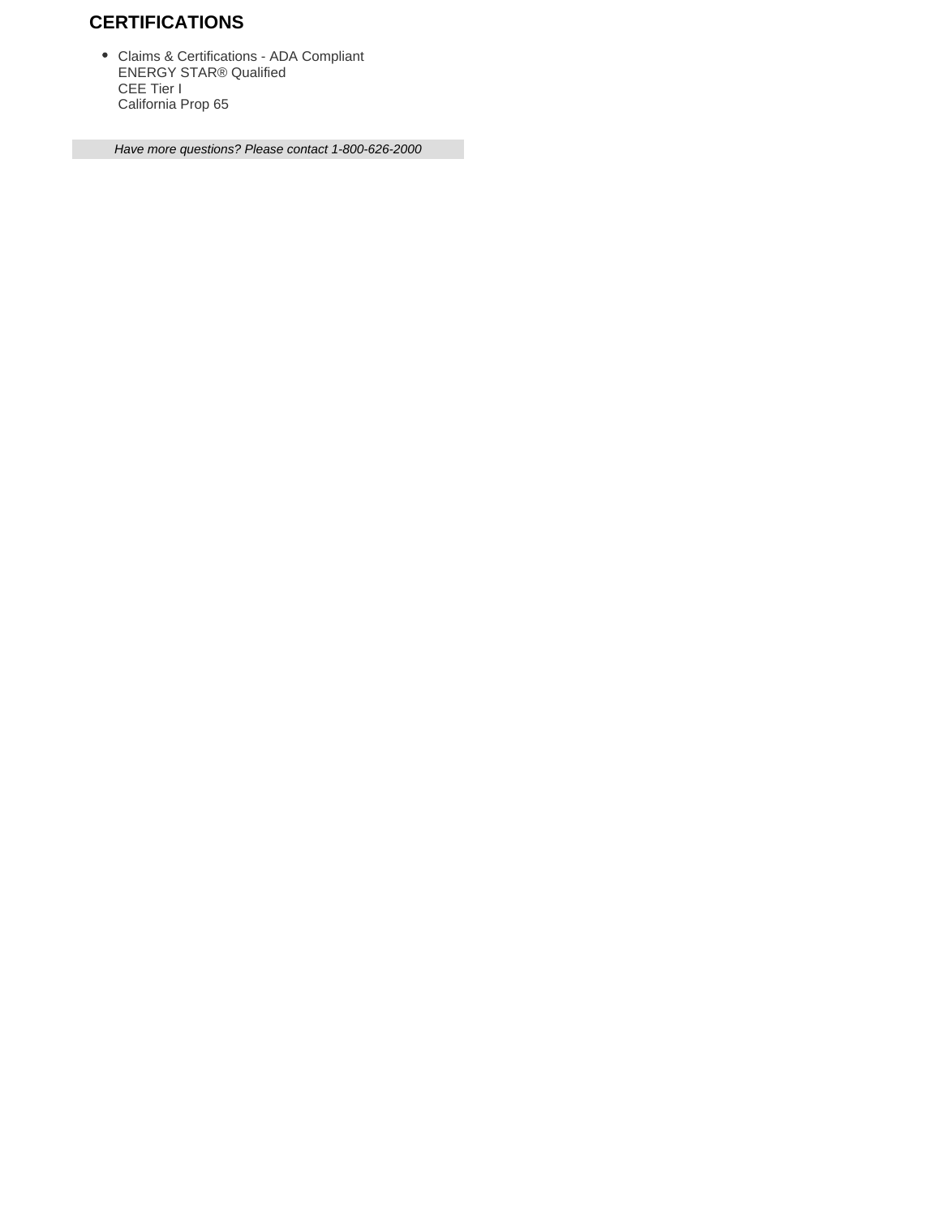## CERTIFICATIONS

- Claims & Certifications - ADA Compliant
  ENERGY STAR® Qualified
  CEE Tier I
  California Prop 65

*Have more questions? Please contact 1-800-626-2000*